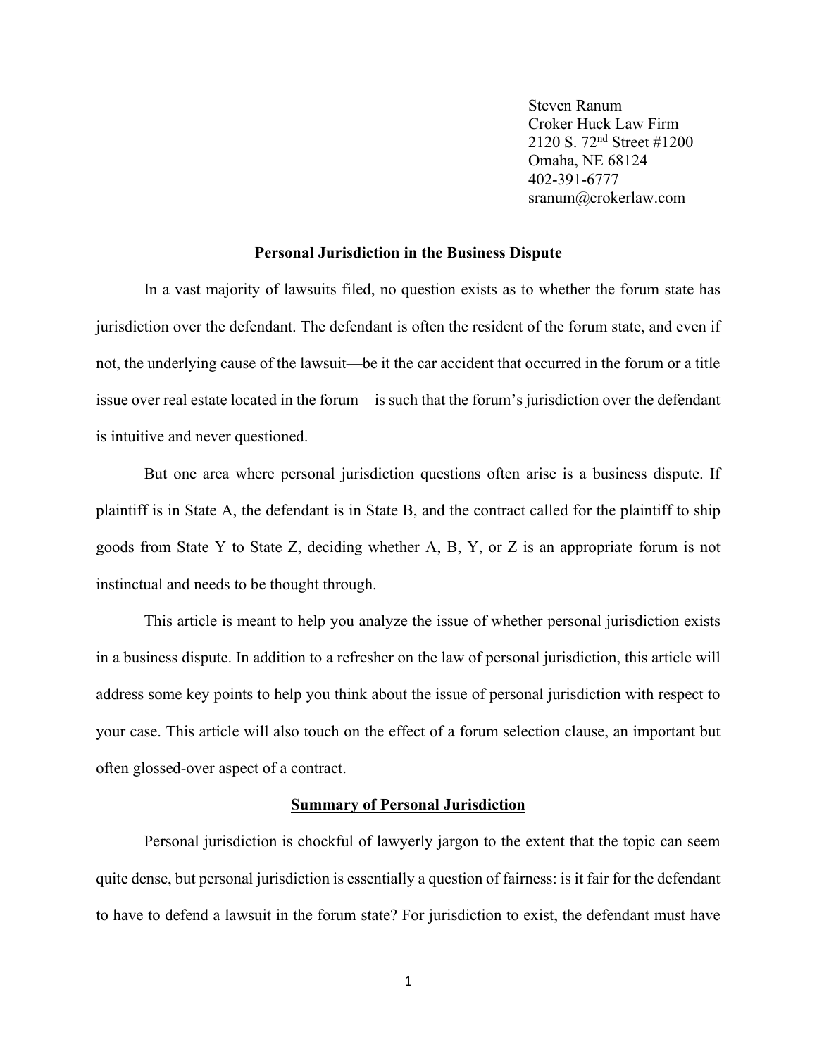Steven Ranum
Croker Huck Law Firm
2120 S. 72nd Street #1200
Omaha, NE 68124
402-391-6777
sranum@crokerlaw.com

**Personal Jurisdiction in the Business Dispute**

In a vast majority of lawsuits filed, no question exists as to whether the forum state has jurisdiction over the defendant. The defendant is often the resident of the forum state, and even if not, the underlying cause of the lawsuit—be it the car accident that occurred in the forum or a title issue over real estate located in the forum—is such that the forum's jurisdiction over the defendant is intuitive and never questioned.

But one area where personal jurisdiction questions often arise is a business dispute. If plaintiff is in State A, the defendant is in State B, and the contract called for the plaintiff to ship goods from State Y to State Z, deciding whether A, B, Y, or Z is an appropriate forum is not instinctual and needs to be thought through.

This article is meant to help you analyze the issue of whether personal jurisdiction exists in a business dispute. In addition to a refresher on the law of personal jurisdiction, this article will address some key points to help you think about the issue of personal jurisdiction with respect to your case. This article will also touch on the effect of a forum selection clause, an important but often glossed-over aspect of a contract.

## Summary of Personal Jurisdiction

Personal jurisdiction is chockful of lawyerly jargon to the extent that the topic can seem quite dense, but personal jurisdiction is essentially a question of fairness: is it fair for the defendant to have to defend a lawsuit in the forum state? For jurisdiction to exist, the defendant must have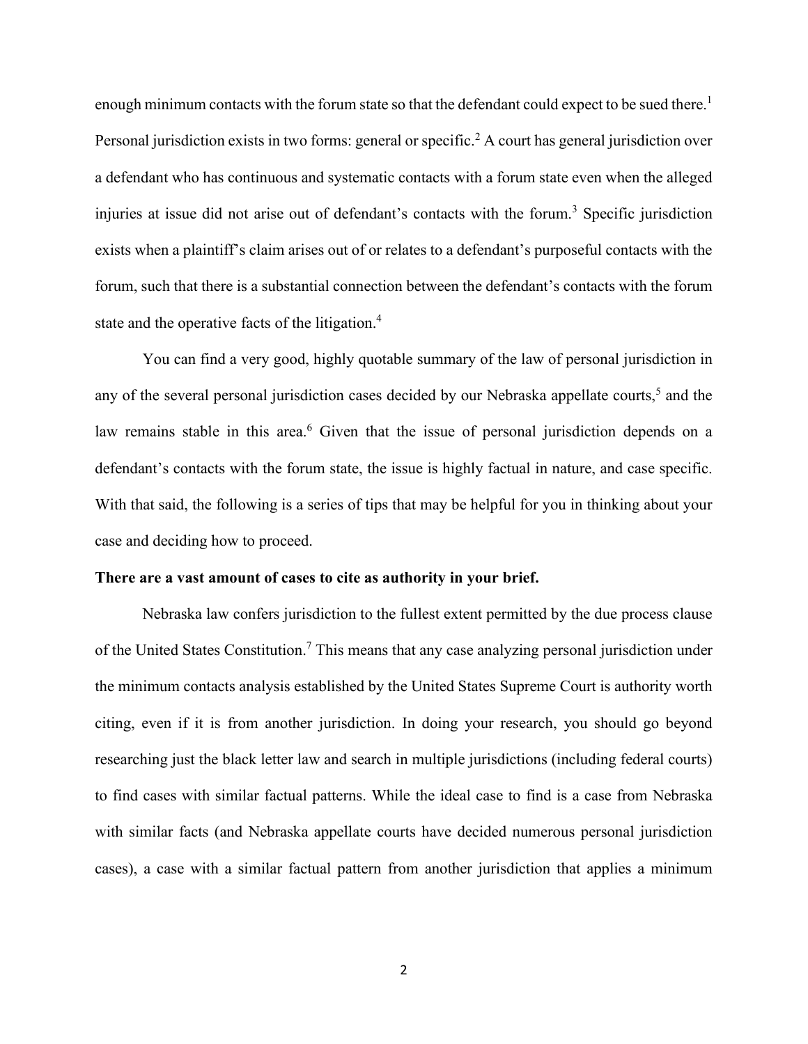enough minimum contacts with the forum state so that the defendant could expect to be sued there.[1] Personal jurisdiction exists in two forms: general or specific.[2] A court has general jurisdiction over a defendant who has continuous and systematic contacts with a forum state even when the alleged injuries at issue did not arise out of defendant's contacts with the forum.[3] Specific jurisdiction exists when a plaintiff's claim arises out of or relates to a defendant's purposeful contacts with the forum, such that there is a substantial connection between the defendant's contacts with the forum state and the operative facts of the litigation.[4]

You can find a very good, highly quotable summary of the law of personal jurisdiction in any of the several personal jurisdiction cases decided by our Nebraska appellate courts,[5] and the law remains stable in this area.[6] Given that the issue of personal jurisdiction depends on a defendant's contacts with the forum state, the issue is highly factual in nature, and case specific. With that said, the following is a series of tips that may be helpful for you in thinking about your case and deciding how to proceed.

**There are a vast amount of cases to cite as authority in your brief.**

Nebraska law confers jurisdiction to the fullest extent permitted by the due process clause of the United States Constitution.[7] This means that any case analyzing personal jurisdiction under the minimum contacts analysis established by the United States Supreme Court is authority worth citing, even if it is from another jurisdiction. In doing your research, you should go beyond researching just the black letter law and search in multiple jurisdictions (including federal courts) to find cases with similar factual patterns. While the ideal case to find is a case from Nebraska with similar facts (and Nebraska appellate courts have decided numerous personal jurisdiction cases), a case with a similar factual pattern from another jurisdiction that applies a minimum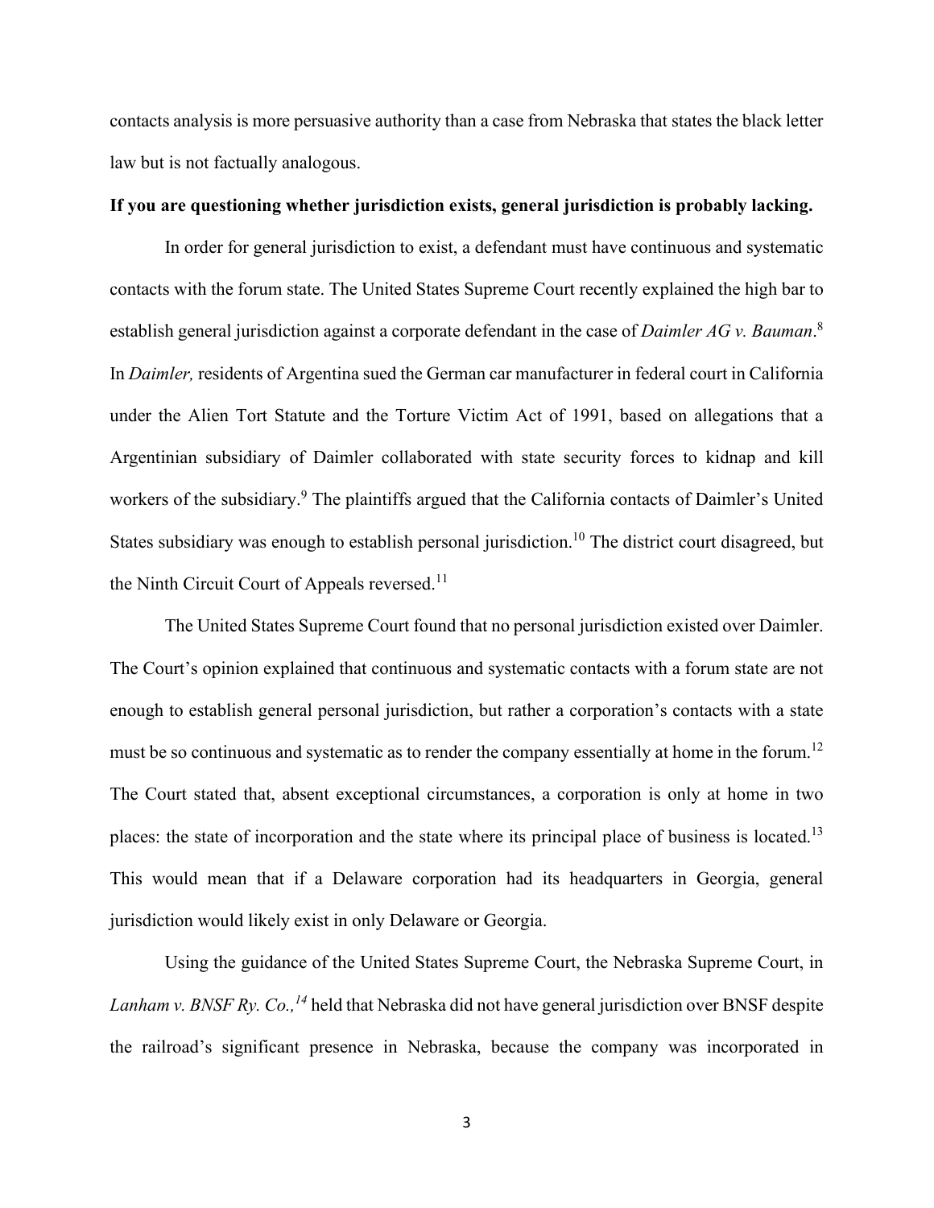contacts analysis is more persuasive authority than a case from Nebraska that states the black letter law but is not factually analogous.

**If you are questioning whether jurisdiction exists, general jurisdiction is probably lacking.**

In order for general jurisdiction to exist, a defendant must have continuous and systematic contacts with the forum state. The United States Supreme Court recently explained the high bar to establish general jurisdiction against a corporate defendant in the case of *Daimler AG v. Bauman*.[8] In *Daimler,* residents of Argentina sued the German car manufacturer in federal court in California under the Alien Tort Statute and the Torture Victim Act of 1991, based on allegations that a Argentinian subsidiary of Daimler collaborated with state security forces to kidnap and kill workers of the subsidiary.[9] The plaintiffs argued that the California contacts of Daimler's United States subsidiary was enough to establish personal jurisdiction.[10] The district court disagreed, but the Ninth Circuit Court of Appeals reversed.[11]

The United States Supreme Court found that no personal jurisdiction existed over Daimler. The Court's opinion explained that continuous and systematic contacts with a forum state are not enough to establish general personal jurisdiction, but rather a corporation's contacts with a state must be so continuous and systematic as to render the company essentially at home in the forum.[12] The Court stated that, absent exceptional circumstances, a corporation is only at home in two places: the state of incorporation and the state where its principal place of business is located.[13] This would mean that if a Delaware corporation had its headquarters in Georgia, general jurisdiction would likely exist in only Delaware or Georgia.

Using the guidance of the United States Supreme Court, the Nebraska Supreme Court, in *Lanham v. BNSF Ry. Co.,*[14] held that Nebraska did not have general jurisdiction over BNSF despite the railroad's significant presence in Nebraska, because the company was incorporated in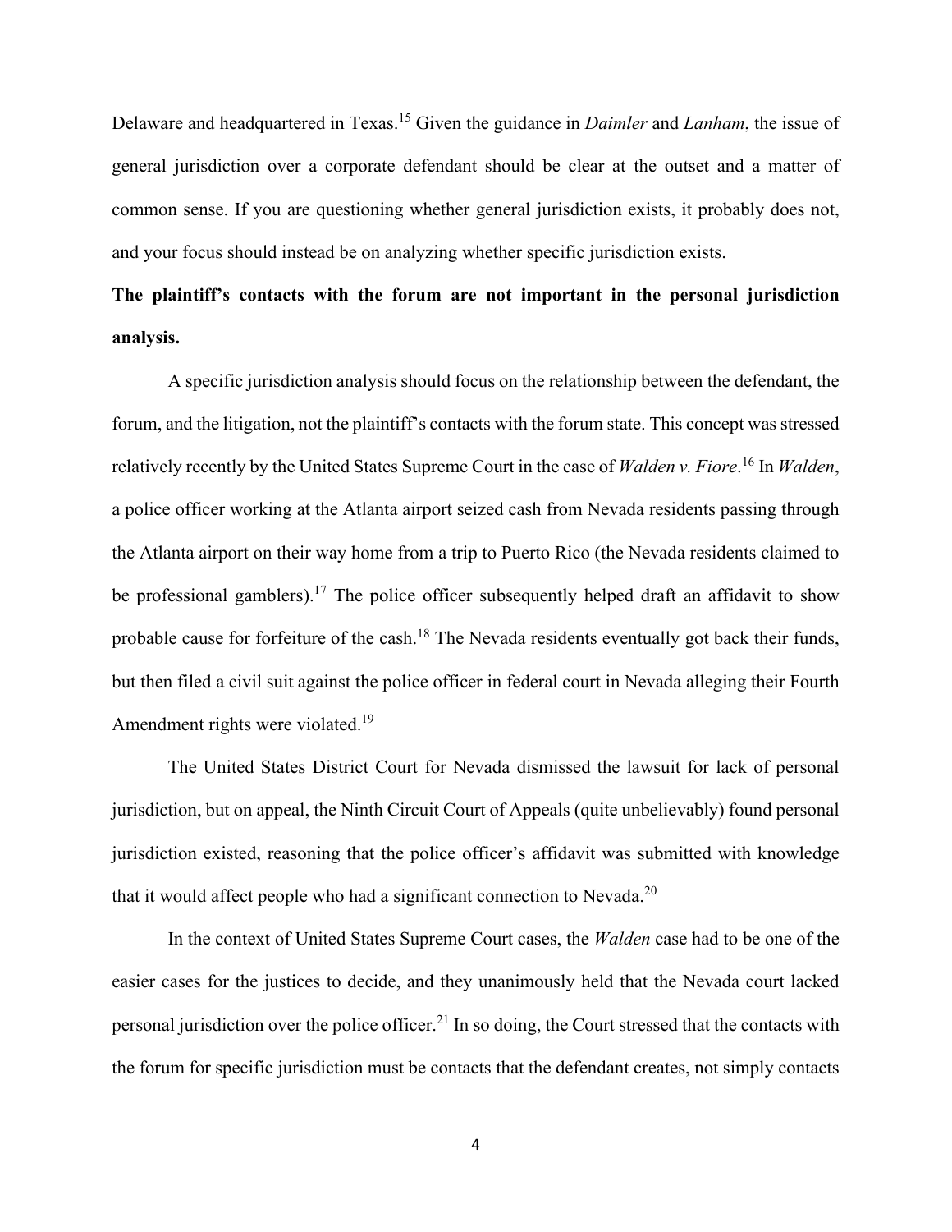Delaware and headquartered in Texas.[15] Given the guidance in *Daimler* and *Lanham*, the issue of general jurisdiction over a corporate defendant should be clear at the outset and a matter of common sense. If you are questioning whether general jurisdiction exists, it probably does not, and your focus should instead be on analyzing whether specific jurisdiction exists.

**The plaintiff's contacts with the forum are not important in the personal jurisdiction analysis.**

A specific jurisdiction analysis should focus on the relationship between the defendant, the forum, and the litigation, not the plaintiff's contacts with the forum state. This concept was stressed relatively recently by the United States Supreme Court in the case of *Walden v. Fiore*.[16] In *Walden*, a police officer working at the Atlanta airport seized cash from Nevada residents passing through the Atlanta airport on their way home from a trip to Puerto Rico (the Nevada residents claimed to be professional gamblers).[17] The police officer subsequently helped draft an affidavit to show probable cause for forfeiture of the cash.[18] The Nevada residents eventually got back their funds, but then filed a civil suit against the police officer in federal court in Nevada alleging their Fourth Amendment rights were violated.[19]

The United States District Court for Nevada dismissed the lawsuit for lack of personal jurisdiction, but on appeal, the Ninth Circuit Court of Appeals (quite unbelievably) found personal jurisdiction existed, reasoning that the police officer's affidavit was submitted with knowledge that it would affect people who had a significant connection to Nevada.[20]

In the context of United States Supreme Court cases, the *Walden* case had to be one of the easier cases for the justices to decide, and they unanimously held that the Nevada court lacked personal jurisdiction over the police officer.[21] In so doing, the Court stressed that the contacts with the forum for specific jurisdiction must be contacts that the defendant creates, not simply contacts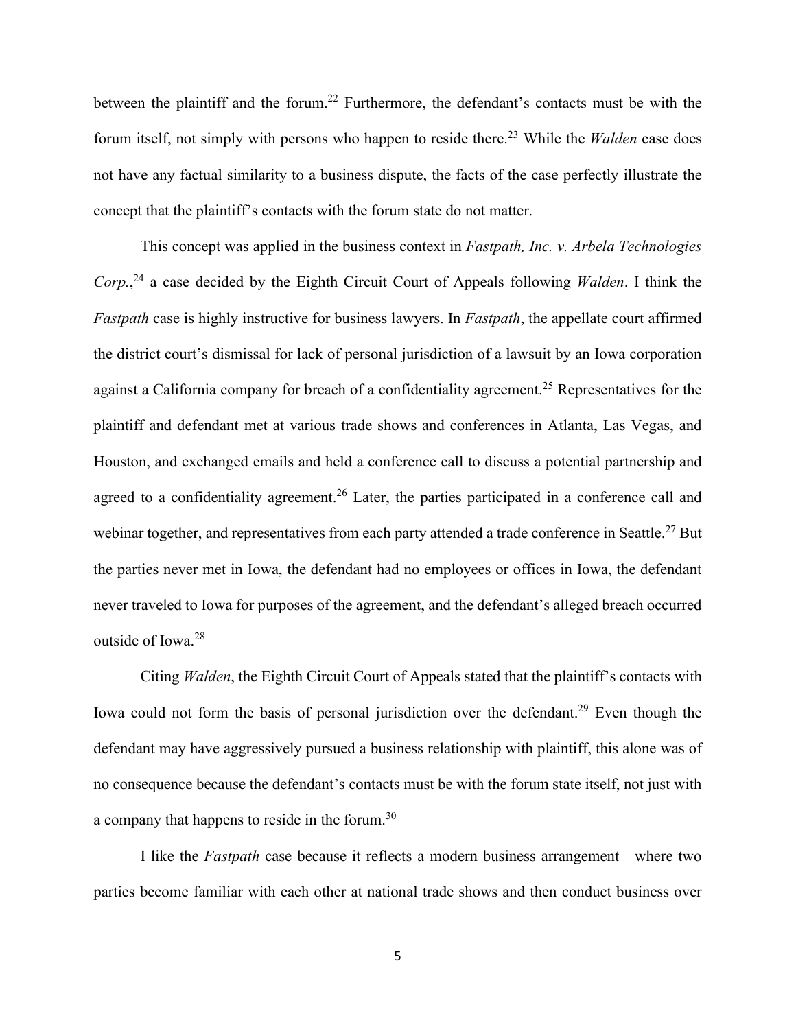between the plaintiff and the forum.[22] Furthermore, the defendant's contacts must be with the forum itself, not simply with persons who happen to reside there.[23] While the *Walden* case does not have any factual similarity to a business dispute, the facts of the case perfectly illustrate the concept that the plaintiff's contacts with the forum state do not matter.

This concept was applied in the business context in *Fastpath, Inc. v. Arbela Technologies Corp.*,[24] a case decided by the Eighth Circuit Court of Appeals following *Walden*. I think the *Fastpath* case is highly instructive for business lawyers. In *Fastpath*, the appellate court affirmed the district court's dismissal for lack of personal jurisdiction of a lawsuit by an Iowa corporation against a California company for breach of a confidentiality agreement.[25] Representatives for the plaintiff and defendant met at various trade shows and conferences in Atlanta, Las Vegas, and Houston, and exchanged emails and held a conference call to discuss a potential partnership and agreed to a confidentiality agreement.[26] Later, the parties participated in a conference call and webinar together, and representatives from each party attended a trade conference in Seattle.[27] But the parties never met in Iowa, the defendant had no employees or offices in Iowa, the defendant never traveled to Iowa for purposes of the agreement, and the defendant's alleged breach occurred outside of Iowa.[28]

Citing *Walden*, the Eighth Circuit Court of Appeals stated that the plaintiff's contacts with Iowa could not form the basis of personal jurisdiction over the defendant.[29] Even though the defendant may have aggressively pursued a business relationship with plaintiff, this alone was of no consequence because the defendant's contacts must be with the forum state itself, not just with a company that happens to reside in the forum.[30]

I like the *Fastpath* case because it reflects a modern business arrangement—where two parties become familiar with each other at national trade shows and then conduct business over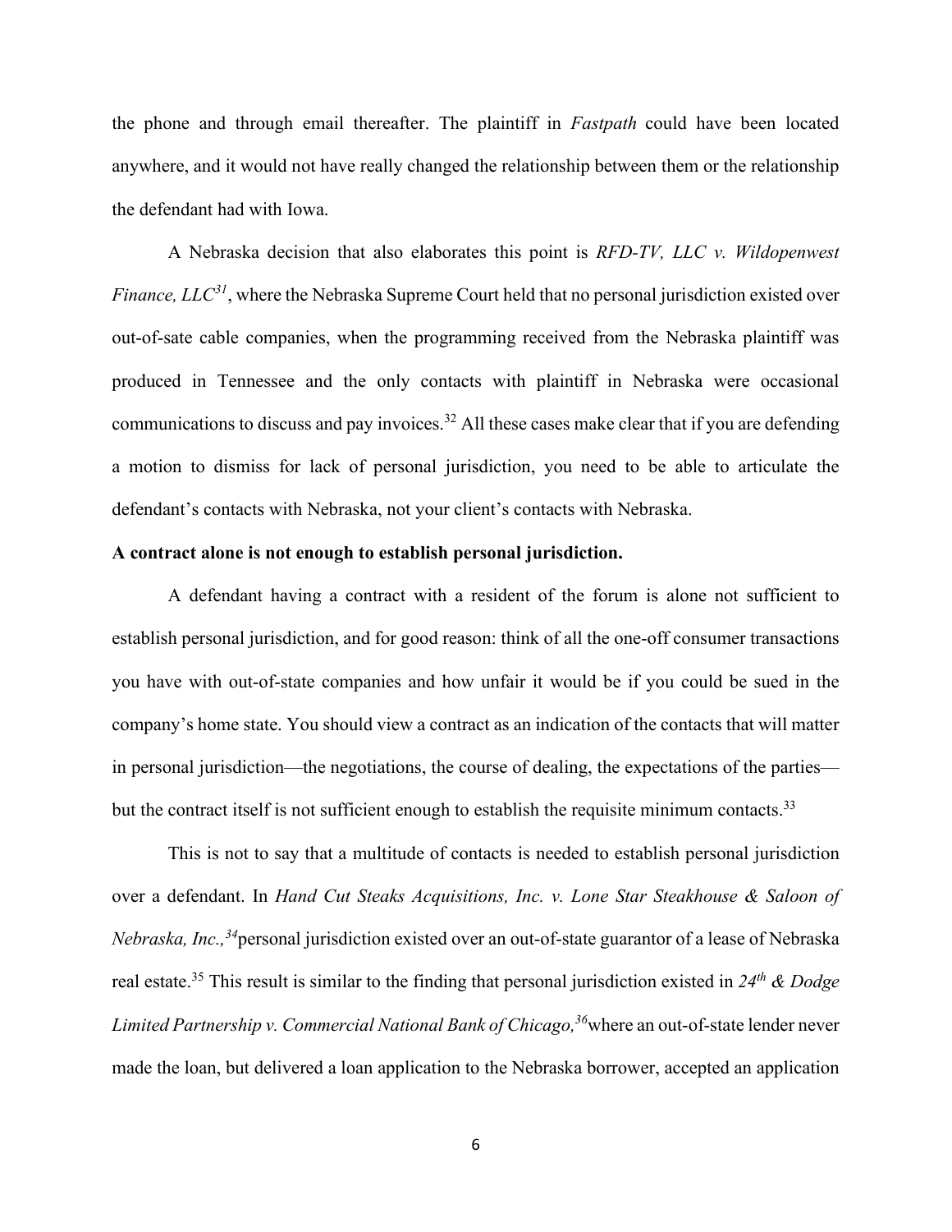the phone and through email thereafter. The plaintiff in *Fastpath* could have been located anywhere, and it would not have really changed the relationship between them or the relationship the defendant had with Iowa.

A Nebraska decision that also elaborates this point is *RFD-TV, LLC v. Wildopenwest Finance, LLC*[31], where the Nebraska Supreme Court held that no personal jurisdiction existed over out-of-sate cable companies, when the programming received from the Nebraska plaintiff was produced in Tennessee and the only contacts with plaintiff in Nebraska were occasional communications to discuss and pay invoices.[32] All these cases make clear that if you are defending a motion to dismiss for lack of personal jurisdiction, you need to be able to articulate the defendant's contacts with Nebraska, not your client's contacts with Nebraska.

**A contract alone is not enough to establish personal jurisdiction.**

A defendant having a contract with a resident of the forum is alone not sufficient to establish personal jurisdiction, and for good reason: think of all the one-off consumer transactions you have with out-of-state companies and how unfair it would be if you could be sued in the company's home state. You should view a contract as an indication of the contacts that will matter in personal jurisdiction—the negotiations, the course of dealing, the expectations of the parties—but the contract itself is not sufficient enough to establish the requisite minimum contacts.[33]

This is not to say that a multitude of contacts is needed to establish personal jurisdiction over a defendant. In *Hand Cut Steaks Acquisitions, Inc. v. Lone Star Steakhouse & Saloon of Nebraska, Inc.,*[34] personal jurisdiction existed over an out-of-state guarantor of a lease of Nebraska real estate.[35] This result is similar to the finding that personal jurisdiction existed in *24th & Dodge Limited Partnership v. Commercial National Bank of Chicago,*[36] where an out-of-state lender never made the loan, but delivered a loan application to the Nebraska borrower, accepted an application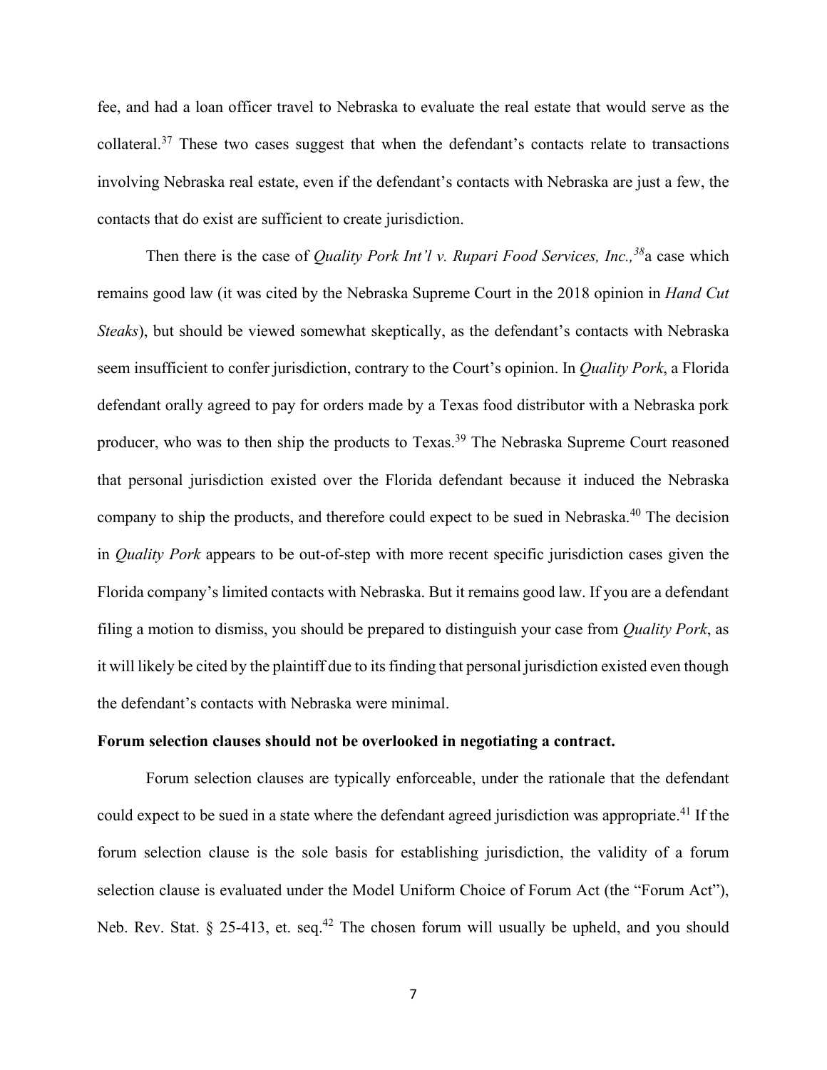fee, and had a loan officer travel to Nebraska to evaluate the real estate that would serve as the collateral.[37] These two cases suggest that when the defendant's contacts relate to transactions involving Nebraska real estate, even if the defendant's contacts with Nebraska are just a few, the contacts that do exist are sufficient to create jurisdiction.

Then there is the case of *Quality Pork Int'l v. Rupari Food Services, Inc.,*[38] a case which remains good law (it was cited by the Nebraska Supreme Court in the 2018 opinion in *Hand Cut Steaks*), but should be viewed somewhat skeptically, as the defendant's contacts with Nebraska seem insufficient to confer jurisdiction, contrary to the Court's opinion. In *Quality Pork*, a Florida defendant orally agreed to pay for orders made by a Texas food distributor with a Nebraska pork producer, who was to then ship the products to Texas.[39] The Nebraska Supreme Court reasoned that personal jurisdiction existed over the Florida defendant because it induced the Nebraska company to ship the products, and therefore could expect to be sued in Nebraska.[40] The decision in *Quality Pork* appears to be out-of-step with more recent specific jurisdiction cases given the Florida company's limited contacts with Nebraska. But it remains good law. If you are a defendant filing a motion to dismiss, you should be prepared to distinguish your case from *Quality Pork*, as it will likely be cited by the plaintiff due to its finding that personal jurisdiction existed even though the defendant's contacts with Nebraska were minimal.

**Forum selection clauses should not be overlooked in negotiating a contract.**

Forum selection clauses are typically enforceable, under the rationale that the defendant could expect to be sued in a state where the defendant agreed jurisdiction was appropriate.[41] If the forum selection clause is the sole basis for establishing jurisdiction, the validity of a forum selection clause is evaluated under the Model Uniform Choice of Forum Act (the "Forum Act"), Neb. Rev. Stat. § 25-413, et. seq.[42] The chosen forum will usually be upheld, and you should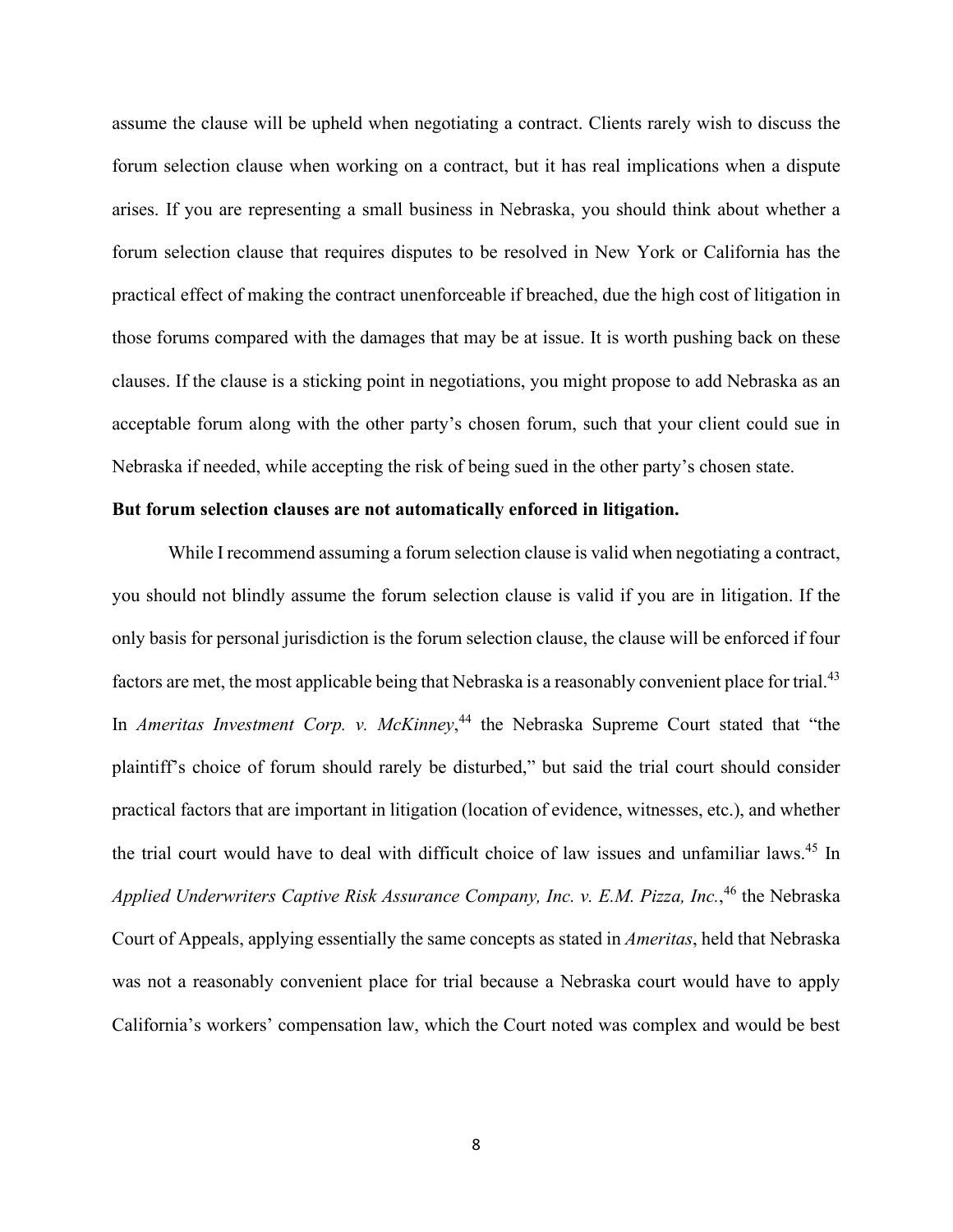assume the clause will be upheld when negotiating a contract. Clients rarely wish to discuss the forum selection clause when working on a contract, but it has real implications when a dispute arises. If you are representing a small business in Nebraska, you should think about whether a forum selection clause that requires disputes to be resolved in New York or California has the practical effect of making the contract unenforceable if breached, due the high cost of litigation in those forums compared with the damages that may be at issue. It is worth pushing back on these clauses. If the clause is a sticking point in negotiations, you might propose to add Nebraska as an acceptable forum along with the other party's chosen forum, such that your client could sue in Nebraska if needed, while accepting the risk of being sued in the other party's chosen state.

**But forum selection clauses are not automatically enforced in litigation.**

While I recommend assuming a forum selection clause is valid when negotiating a contract, you should not blindly assume the forum selection clause is valid if you are in litigation. If the only basis for personal jurisdiction is the forum selection clause, the clause will be enforced if four factors are met, the most applicable being that Nebraska is a reasonably convenient place for trial.[43] In *Ameritas Investment Corp. v. McKinney*,[44] the Nebraska Supreme Court stated that "the plaintiff's choice of forum should rarely be disturbed," but said the trial court should consider practical factors that are important in litigation (location of evidence, witnesses, etc.), and whether the trial court would have to deal with difficult choice of law issues and unfamiliar laws.[45] In *Applied Underwriters Captive Risk Assurance Company, Inc. v. E.M. Pizza, Inc.*,[46] the Nebraska Court of Appeals, applying essentially the same concepts as stated in *Ameritas*, held that Nebraska was not a reasonably convenient place for trial because a Nebraska court would have to apply California's workers' compensation law, which the Court noted was complex and would be best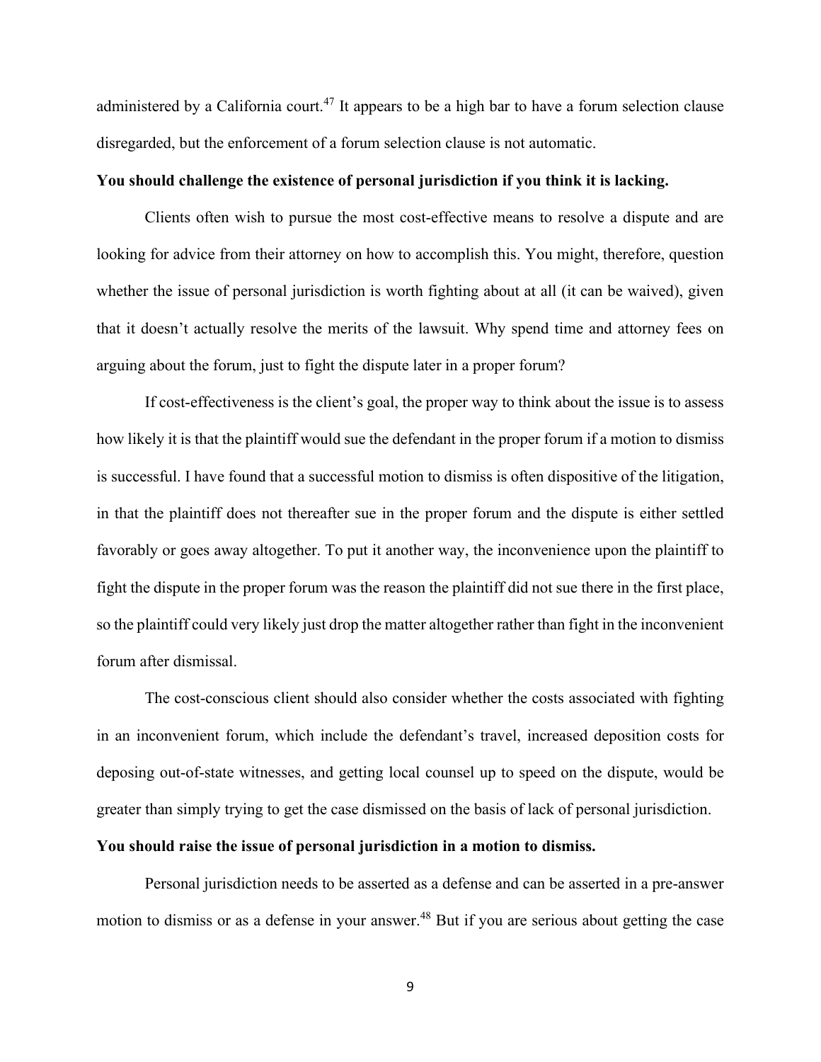administered by a California court.[47] It appears to be a high bar to have a forum selection clause disregarded, but the enforcement of a forum selection clause is not automatic.

**You should challenge the existence of personal jurisdiction if you think it is lacking.**

Clients often wish to pursue the most cost-effective means to resolve a dispute and are looking for advice from their attorney on how to accomplish this. You might, therefore, question whether the issue of personal jurisdiction is worth fighting about at all (it can be waived), given that it doesn't actually resolve the merits of the lawsuit. Why spend time and attorney fees on arguing about the forum, just to fight the dispute later in a proper forum?

If cost-effectiveness is the client's goal, the proper way to think about the issue is to assess how likely it is that the plaintiff would sue the defendant in the proper forum if a motion to dismiss is successful. I have found that a successful motion to dismiss is often dispositive of the litigation, in that the plaintiff does not thereafter sue in the proper forum and the dispute is either settled favorably or goes away altogether. To put it another way, the inconvenience upon the plaintiff to fight the dispute in the proper forum was the reason the plaintiff did not sue there in the first place, so the plaintiff could very likely just drop the matter altogether rather than fight in the inconvenient forum after dismissal.

The cost-conscious client should also consider whether the costs associated with fighting in an inconvenient forum, which include the defendant's travel, increased deposition costs for deposing out-of-state witnesses, and getting local counsel up to speed on the dispute, would be greater than simply trying to get the case dismissed on the basis of lack of personal jurisdiction.

**You should raise the issue of personal jurisdiction in a motion to dismiss.**

Personal jurisdiction needs to be asserted as a defense and can be asserted in a pre-answer motion to dismiss or as a defense in your answer.[48] But if you are serious about getting the case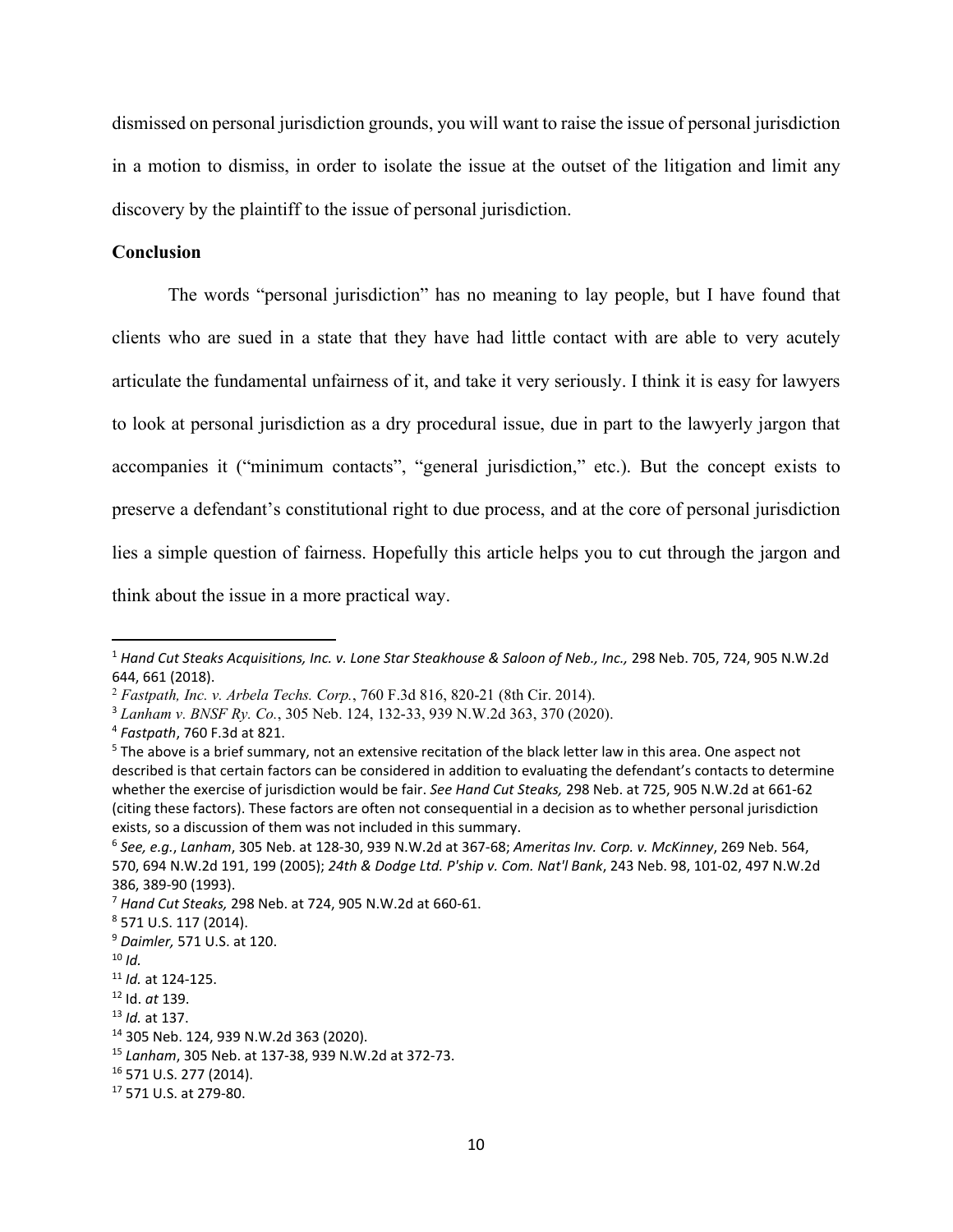dismissed on personal jurisdiction grounds, you will want to raise the issue of personal jurisdiction in a motion to dismiss, in order to isolate the issue at the outset of the litigation and limit any discovery by the plaintiff to the issue of personal jurisdiction.

**Conclusion**

The words "personal jurisdiction" has no meaning to lay people, but I have found that clients who are sued in a state that they have had little contact with are able to very acutely articulate the fundamental unfairness of it, and take it very seriously. I think it is easy for lawyers to look at personal jurisdiction as a dry procedural issue, due in part to the lawyerly jargon that accompanies it ("minimum contacts", "general jurisdiction," etc.). But the concept exists to preserve a defendant's constitutional right to due process, and at the core of personal jurisdiction lies a simple question of fairness. Hopefully this article helps you to cut through the jargon and think about the issue in a more practical way.

---

[1] *Hand Cut Steaks Acquisitions, Inc. v. Lone Star Steakhouse & Saloon of Neb., Inc.,* 298 Neb. 705, 724, 905 N.W.2d 644, 661 (2018).

[2] *Fastpath, Inc. v. Arbela Techs. Corp.*, 760 F.3d 816, 820-21 (8th Cir. 2014).

[3] *Lanham v. BNSF Ry. Co.*, 305 Neb. 124, 132-33, 939 N.W.2d 363, 370 (2020).

[4] *Fastpath*, 760 F.3d at 821.

[5] The above is a brief summary, not an extensive recitation of the black letter law in this area. One aspect not described is that certain factors can be considered in addition to evaluating the defendant's contacts to determine whether the exercise of jurisdiction would be fair. *See Hand Cut Steaks,* 298 Neb. at 725, 905 N.W.2d at 661-62 (citing these factors). These factors are often not consequential in a decision as to whether personal jurisdiction exists, so a discussion of them was not included in this summary.

[6] *See, e.g.*, *Lanham*, 305 Neb. at 128-30, 939 N.W.2d at 367-68; *Ameritas Inv. Corp. v. McKinney*, 269 Neb. 564, 570, 694 N.W.2d 191, 199 (2005); *24th & Dodge Ltd. P'ship v. Com. Nat'l Bank*, 243 Neb. 98, 101-02, 497 N.W.2d 386, 389-90 (1993).

[7] *Hand Cut Steaks,* 298 Neb. at 724, 905 N.W.2d at 660-61.

[8] 571 U.S. 117 (2014).

[9] *Daimler,* 571 U.S. at 120.

[10] *Id.*

[11] *Id.* at 124-125.

[12] Id. *at* 139.

[13] *Id.* at 137.

[14] 305 Neb. 124, 939 N.W.2d 363 (2020).

[15] *Lanham*, 305 Neb. at 137-38, 939 N.W.2d at 372-73.

[16] 571 U.S. 277 (2014).

[17] 571 U.S. at 279-80.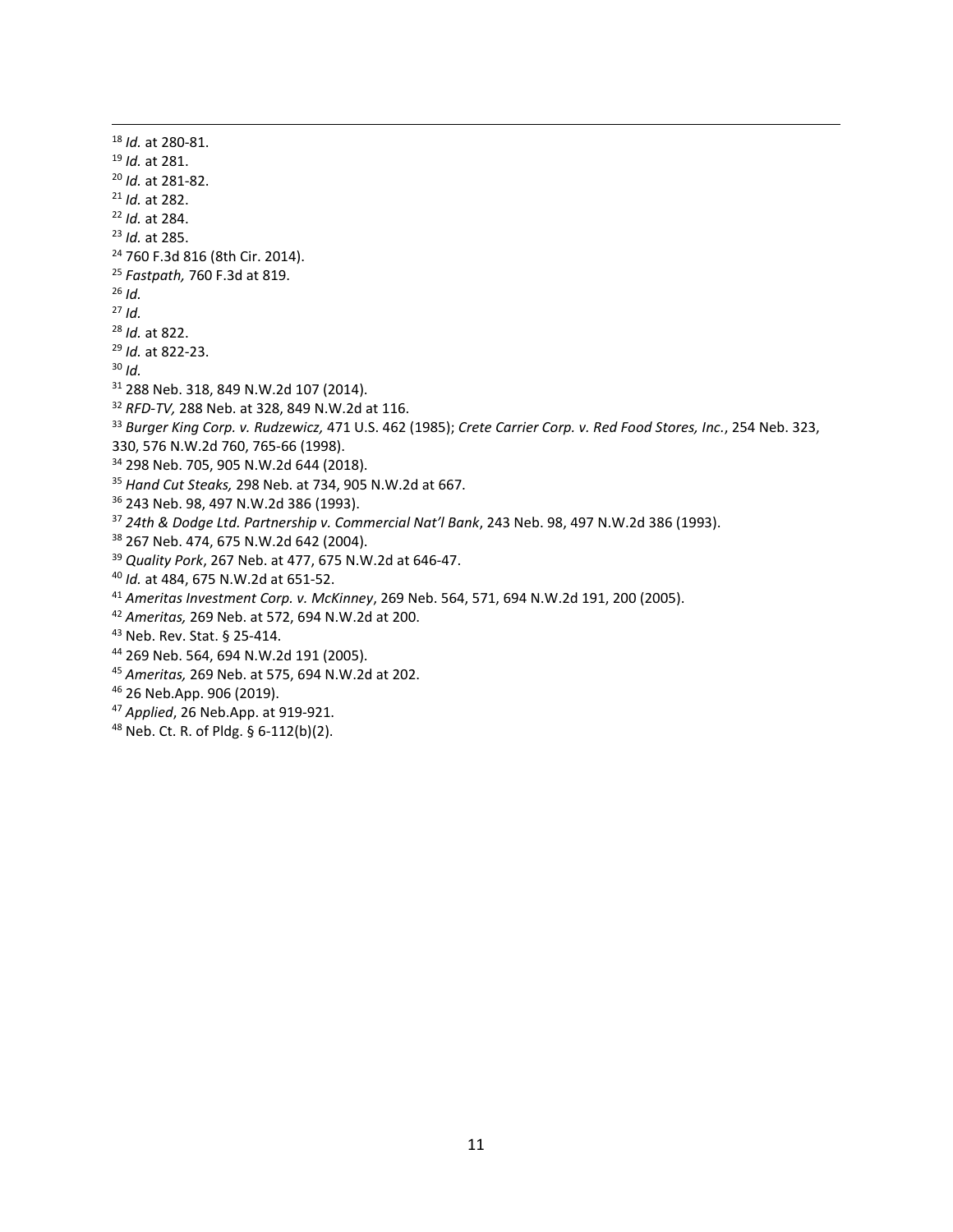[18] *Id.* at 280-81.
[19] *Id.* at 281.
[20] *Id.* at 281-82.
[21] *Id.* at 282.
[22] *Id.* at 284.
[23] *Id.* at 285.
[24] 760 F.3d 816 (8th Cir. 2014).
[25] *Fastpath,* 760 F.3d at 819.
[26] *Id.*
[27] *Id.*
[28] *Id.* at 822.
[29] *Id.* at 822-23.
[30] *Id.*
[31] 288 Neb. 318, 849 N.W.2d 107 (2014).
[32] *RFD-TV,* 288 Neb. at 328, 849 N.W.2d at 116.
[33] *Burger King Corp. v. Rudzewicz,* 471 U.S. 462 (1985); *Crete Carrier Corp. v. Red Food Stores, Inc.*, 254 Neb. 323, 330, 576 N.W.2d 760, 765-66 (1998).
[34] 298 Neb. 705, 905 N.W.2d 644 (2018).
[35] *Hand Cut Steaks,* 298 Neb. at 734, 905 N.W.2d at 667.
[36] 243 Neb. 98, 497 N.W.2d 386 (1993).
[37] *24th & Dodge Ltd. Partnership v. Commercial Nat'l Bank*, 243 Neb. 98, 497 N.W.2d 386 (1993).
[38] 267 Neb. 474, 675 N.W.2d 642 (2004).
[39] *Quality Pork*, 267 Neb. at 477, 675 N.W.2d at 646-47.
[40] *Id.* at 484, 675 N.W.2d at 651-52.
[41] *Ameritas Investment Corp. v. McKinney*, 269 Neb. 564, 571, 694 N.W.2d 191, 200 (2005).
[42] *Ameritas,* 269 Neb. at 572, 694 N.W.2d at 200.
[43] Neb. Rev. Stat. § 25-414.
[44] 269 Neb. 564, 694 N.W.2d 191 (2005).
[45] *Ameritas,* 269 Neb. at 575, 694 N.W.2d at 202.
[46] 26 Neb.App. 906 (2019).
[47] *Applied*, 26 Neb.App. at 919-921.
[48] Neb. Ct. R. of Pldg. § 6-112(b)(2).